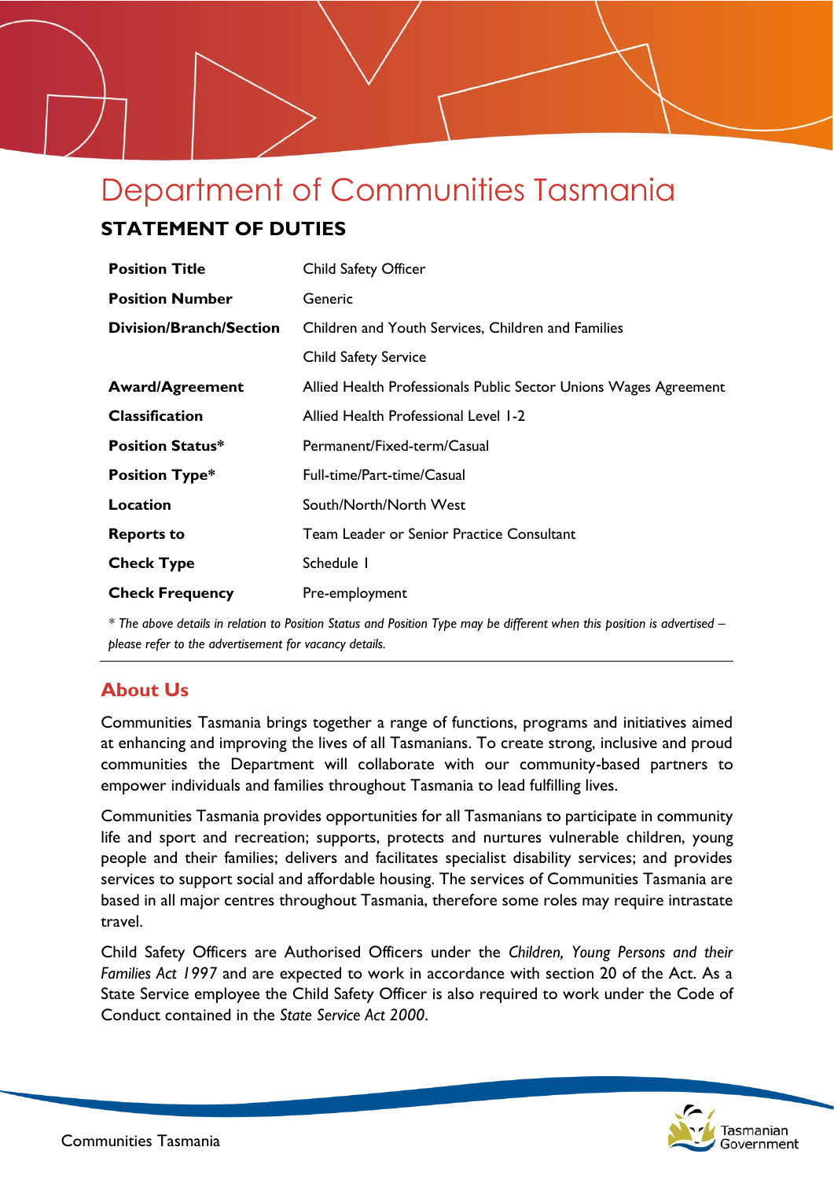# Department of Communities Tasmania

## STATEMENT OF DUTIES

| | |
|---|---|
| **Position Title** | Child Safety Officer |
| **Position Number** | Generic |
| **Division/Branch/Section** | Children and Youth Services, Children and Families<br>Child Safety Service |
| **Award/Agreement** | Allied Health Professionals Public Sector Unions Wages Agreement |
| **Classification** | Allied Health Professional Level 1-2 |
| **Position Status*** | Permanent/Fixed-term/Casual |
| **Position Type*** | Full-time/Part-time/Casual |
| **Location** | South/North/North West |
| **Reports to** | Team Leader or Senior Practice Consultant |
| **Check Type** | Schedule 1 |
| **Check Frequency** | Pre-employment |

*\* The above details in relation to Position Status and Position Type may be different when this position is advertised – please refer to the advertisement for vacancy details.*

---

## About Us

Communities Tasmania brings together a range of functions, programs and initiatives aimed at enhancing and improving the lives of all Tasmanians. To create strong, inclusive and proud communities the Department will collaborate with our community-based partners to empower individuals and families throughout Tasmania to lead fulfilling lives.

Communities Tasmania provides opportunities for all Tasmanians to participate in community life and sport and recreation; supports, protects and nurtures vulnerable children, young people and their families; delivers and facilitates specialist disability services; and provides services to support social and affordable housing. The services of Communities Tasmania are based in all major centres throughout Tasmania, therefore some roles may require intrastate travel.

Child Safety Officers are Authorised Officers under the *Children, Young Persons and their Families Act 1997* and are expected to work in accordance with section 20 of the Act. As a State Service employee the Child Safety Officer is also required to work under the Code of Conduct contained in the *State Service Act 2000*.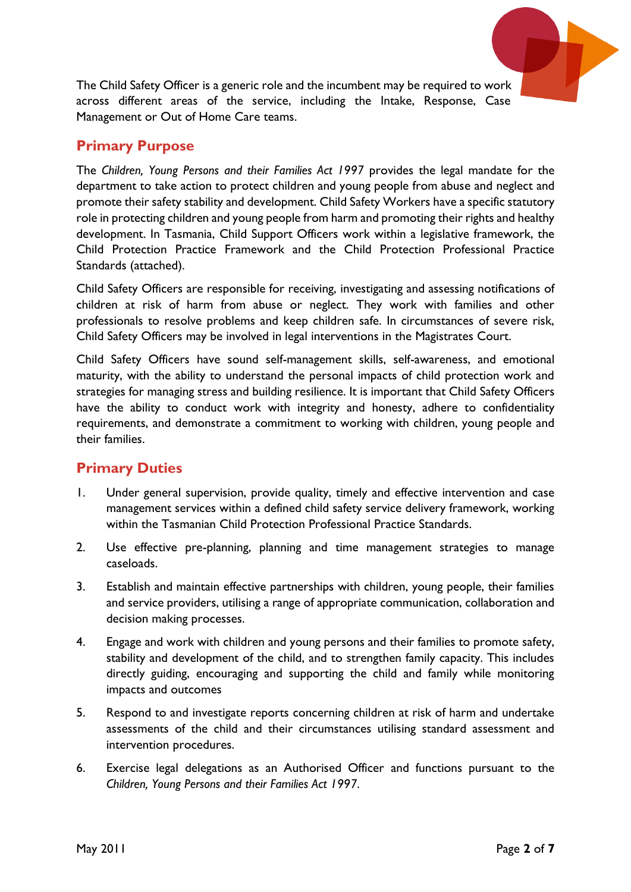The Child Safety Officer is a generic role and the incumbent may be required to work across different areas of the service, including the Intake, Response, Case Management or Out of Home Care teams.

## Primary Purpose

The *Children, Young Persons and their Families Act 1997* provides the legal mandate for the department to take action to protect children and young people from abuse and neglect and promote their safety stability and development. Child Safety Workers have a specific statutory role in protecting children and young people from harm and promoting their rights and healthy development. In Tasmania, Child Support Officers work within a legislative framework, the Child Protection Practice Framework and the Child Protection Professional Practice Standards (attached).

Child Safety Officers are responsible for receiving, investigating and assessing notifications of children at risk of harm from abuse or neglect. They work with families and other professionals to resolve problems and keep children safe. In circumstances of severe risk, Child Safety Officers may be involved in legal interventions in the Magistrates Court.

Child Safety Officers have sound self-management skills, self-awareness, and emotional maturity, with the ability to understand the personal impacts of child protection work and strategies for managing stress and building resilience. It is important that Child Safety Officers have the ability to conduct work with integrity and honesty, adhere to confidentiality requirements, and demonstrate a commitment to working with children, young people and their families.

## Primary Duties

1. Under general supervision, provide quality, timely and effective intervention and case management services within a defined child safety service delivery framework, working within the Tasmanian Child Protection Professional Practice Standards.

2. Use effective pre-planning, planning and time management strategies to manage caseloads.

3. Establish and maintain effective partnerships with children, young people, their families and service providers, utilising a range of appropriate communication, collaboration and decision making processes.

4. Engage and work with children and young persons and their families to promote safety, stability and development of the child, and to strengthen family capacity. This includes directly guiding, encouraging and supporting the child and family while monitoring impacts and outcomes

5. Respond to and investigate reports concerning children at risk of harm and undertake assessments of the child and their circumstances utilising standard assessment and intervention procedures.

6. Exercise legal delegations as an Authorised Officer and functions pursuant to the *Children, Young Persons and their Families Act 1997*.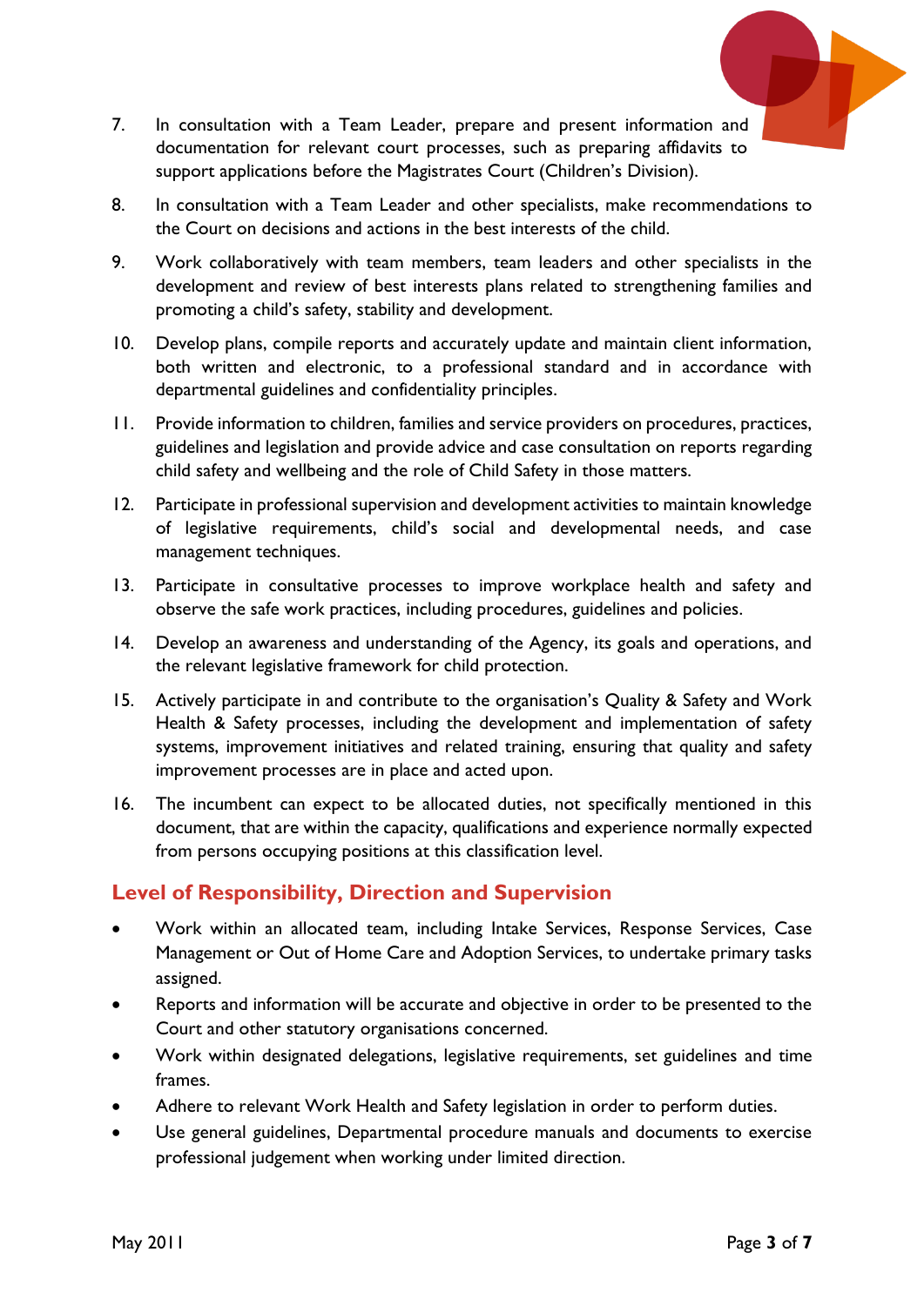7. In consultation with a Team Leader, prepare and present information and documentation for relevant court processes, such as preparing affidavits to support applications before the Magistrates Court (Children's Division).
8. In consultation with a Team Leader and other specialists, make recommendations to the Court on decisions and actions in the best interests of the child.
9. Work collaboratively with team members, team leaders and other specialists in the development and review of best interests plans related to strengthening families and promoting a child's safety, stability and development.
10. Develop plans, compile reports and accurately update and maintain client information, both written and electronic, to a professional standard and in accordance with departmental guidelines and confidentiality principles.
11. Provide information to children, families and service providers on procedures, practices, guidelines and legislation and provide advice and case consultation on reports regarding child safety and wellbeing and the role of Child Safety in those matters.
12. Participate in professional supervision and development activities to maintain knowledge of legislative requirements, child's social and developmental needs, and case management techniques.
13. Participate in consultative processes to improve workplace health and safety and observe the safe work practices, including procedures, guidelines and policies.
14. Develop an awareness and understanding of the Agency, its goals and operations, and the relevant legislative framework for child protection.
15. Actively participate in and contribute to the organisation's Quality & Safety and Work Health & Safety processes, including the development and implementation of safety systems, improvement initiatives and related training, ensuring that quality and safety improvement processes are in place and acted upon.
16. The incumbent can expect to be allocated duties, not specifically mentioned in this document, that are within the capacity, qualifications and experience normally expected from persons occupying positions at this classification level.

## Level of Responsibility, Direction and Supervision

- Work within an allocated team, including Intake Services, Response Services, Case Management or Out of Home Care and Adoption Services, to undertake primary tasks assigned.
- Reports and information will be accurate and objective in order to be presented to the Court and other statutory organisations concerned.
- Work within designated delegations, legislative requirements, set guidelines and time frames.
- Adhere to relevant Work Health and Safety legislation in order to perform duties.
- Use general guidelines, Departmental procedure manuals and documents to exercise professional judgement when working under limited direction.

May 2011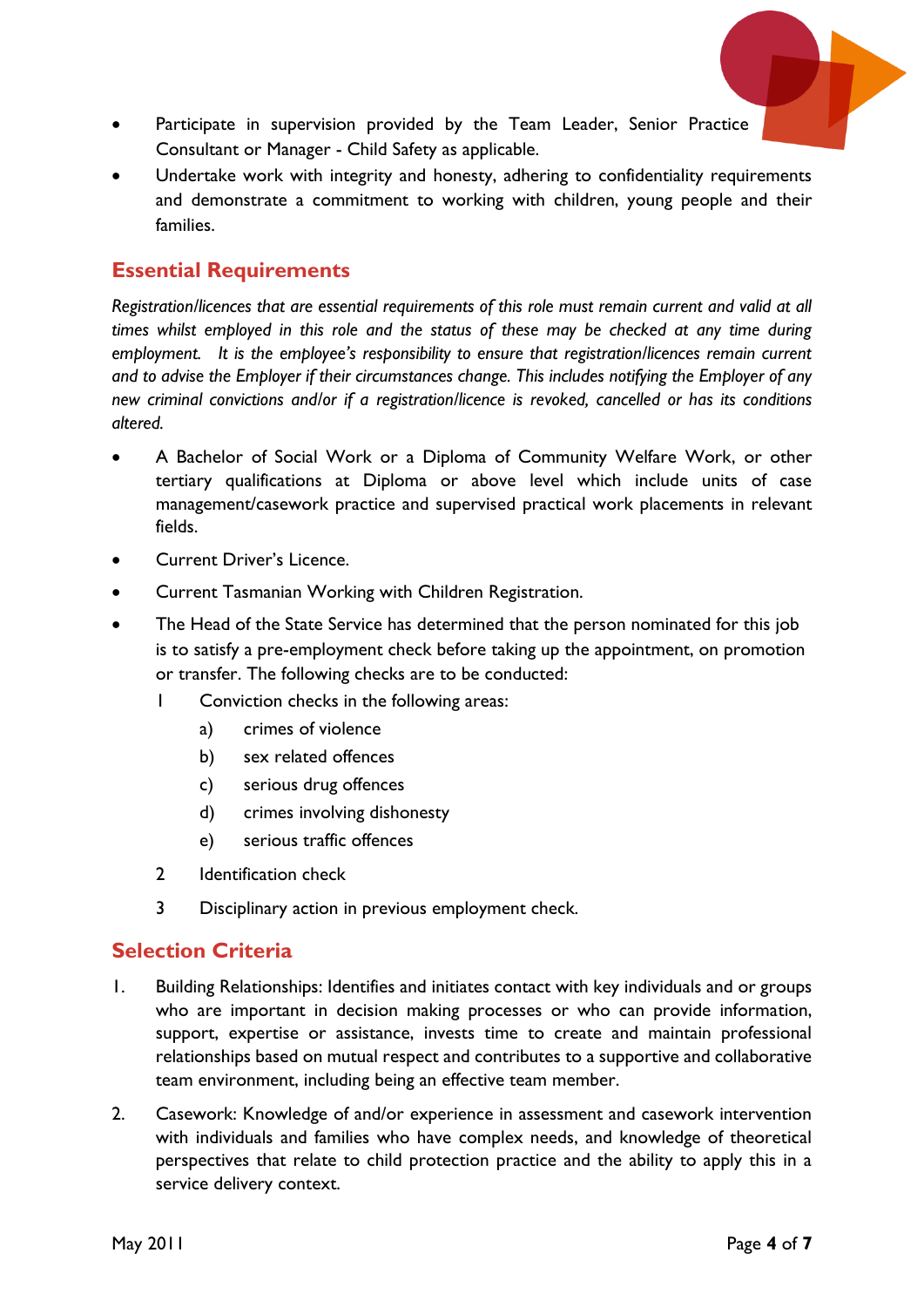- Participate in supervision provided by the Team Leader, Senior Practice Consultant or Manager - Child Safety as applicable.
- Undertake work with integrity and honesty, adhering to confidentiality requirements and demonstrate a commitment to working with children, young people and their families.

## Essential Requirements

*Registration/licences that are essential requirements of this role must remain current and valid at all times whilst employed in this role and the status of these may be checked at any time during employment. It is the employee's responsibility to ensure that registration/licences remain current and to advise the Employer if their circumstances change. This includes notifying the Employer of any new criminal convictions and/or if a registration/licence is revoked, cancelled or has its conditions altered.*

- A Bachelor of Social Work or a Diploma of Community Welfare Work, or other tertiary qualifications at Diploma or above level which include units of case management/casework practice and supervised practical work placements in relevant fields.
- Current Driver's Licence.
- Current Tasmanian Working with Children Registration.
- The Head of the State Service has determined that the person nominated for this job is to satisfy a pre-employment check before taking up the appointment, on promotion or transfer. The following checks are to be conducted:
  1. Conviction checks in the following areas:
     a) crimes of violence
     b) sex related offences
     c) serious drug offences
     d) crimes involving dishonesty
     e) serious traffic offences
  2. Identification check
  3. Disciplinary action in previous employment check.

## Selection Criteria

1. Building Relationships: Identifies and initiates contact with key individuals and or groups who are important in decision making processes or who can provide information, support, expertise or assistance, invests time to create and maintain professional relationships based on mutual respect and contributes to a supportive and collaborative team environment, including being an effective team member.
2. Casework: Knowledge of and/or experience in assessment and casework intervention with individuals and families who have complex needs, and knowledge of theoretical perspectives that relate to child protection practice and the ability to apply this in a service delivery context.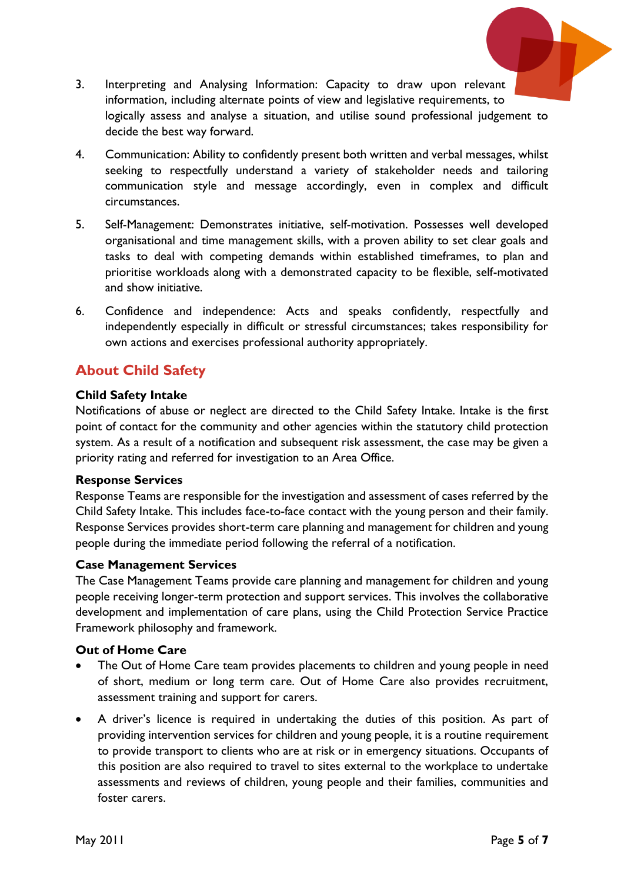3. Interpreting and Analysing Information: Capacity to draw upon relevant information, including alternate points of view and legislative requirements, to logically assess and analyse a situation, and utilise sound professional judgement to decide the best way forward.

4. Communication: Ability to confidently present both written and verbal messages, whilst seeking to respectfully understand a variety of stakeholder needs and tailoring communication style and message accordingly, even in complex and difficult circumstances.

5. Self-Management: Demonstrates initiative, self-motivation. Possesses well developed organisational and time management skills, with a proven ability to set clear goals and tasks to deal with competing demands within established timeframes, to plan and prioritise workloads along with a demonstrated capacity to be flexible, self-motivated and show initiative.

6. Confidence and independence: Acts and speaks confidently, respectfully and independently especially in difficult or stressful circumstances; takes responsibility for own actions and exercises professional authority appropriately.

## About Child Safety

**Child Safety Intake**

Notifications of abuse or neglect are directed to the Child Safety Intake. Intake is the first point of contact for the community and other agencies within the statutory child protection system. As a result of a notification and subsequent risk assessment, the case may be given a priority rating and referred for investigation to an Area Office.

**Response Services**

Response Teams are responsible for the investigation and assessment of cases referred by the Child Safety Intake. This includes face-to-face contact with the young person and their family. Response Services provides short-term care planning and management for children and young people during the immediate period following the referral of a notification.

**Case Management Services**

The Case Management Teams provide care planning and management for children and young people receiving longer-term protection and support services. This involves the collaborative development and implementation of care plans, using the Child Protection Service Practice Framework philosophy and framework.

**Out of Home Care**

- The Out of Home Care team provides placements to children and young people in need of short, medium or long term care. Out of Home Care also provides recruitment, assessment training and support for carers.
- A driver's licence is required in undertaking the duties of this position. As part of providing intervention services for children and young people, it is a routine requirement to provide transport to clients who are at risk or in emergency situations. Occupants of this position are also required to travel to sites external to the workplace to undertake assessments and reviews of children, young people and their families, communities and foster carers.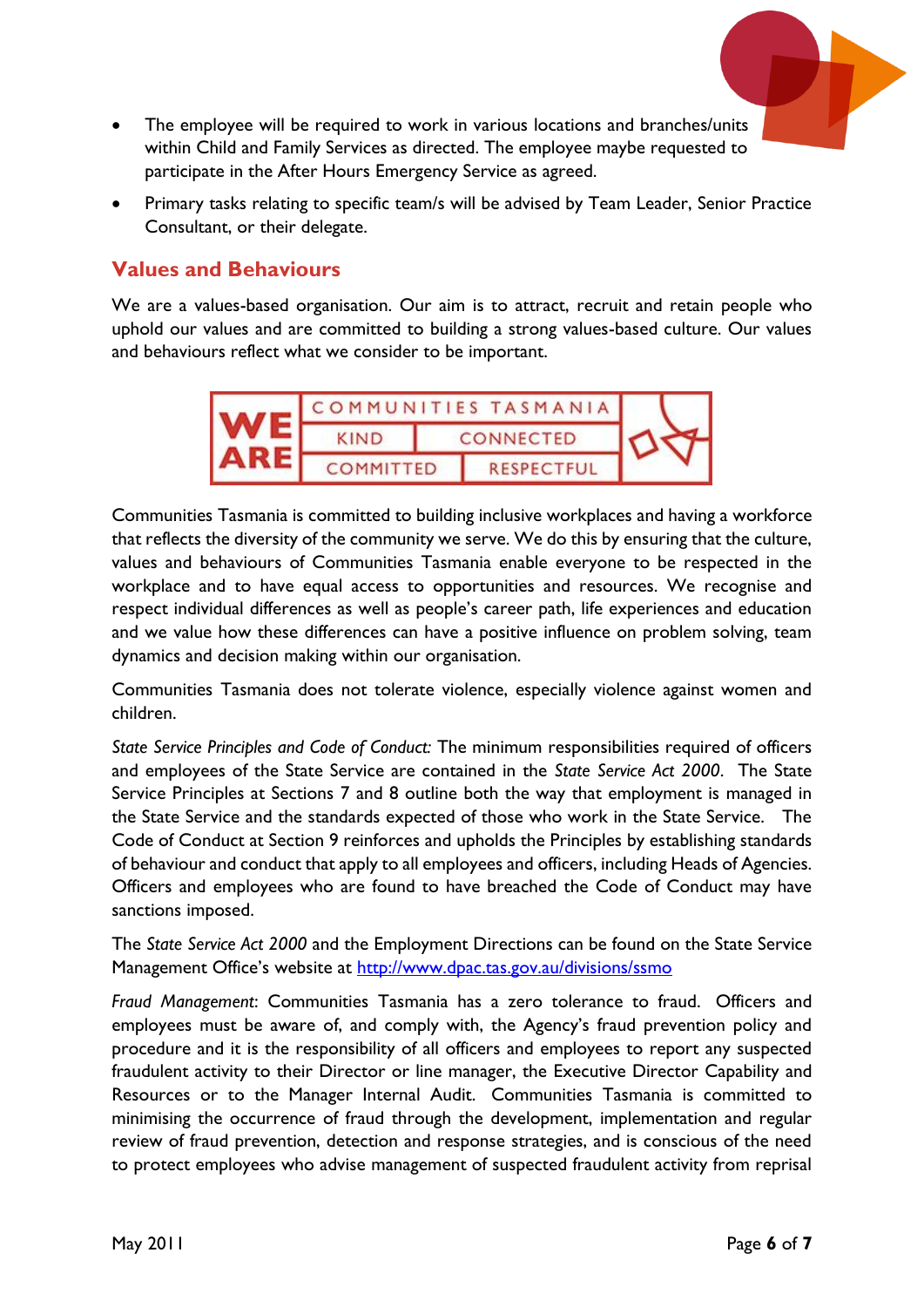- The employee will be required to work in various locations and branches/units within Child and Family Services as directed. The employee maybe requested to participate in the After Hours Emergency Service as agreed.
- Primary tasks relating to specific team/s will be advised by Team Leader, Senior Practice Consultant, or their delegate.

## Values and Behaviours

We are a values-based organisation. Our aim is to attract, recruit and retain people who uphold our values and are committed to building a strong values-based culture. Our values and behaviours reflect what we consider to be important.

| WE ARE | COMMUNITIES TASMANIA | |
|---|---|---|
| | KIND | CONNECTED |
| | COMMITTED | RESPECTFUL |

Communities Tasmania is committed to building inclusive workplaces and having a workforce that reflects the diversity of the community we serve. We do this by ensuring that the culture, values and behaviours of Communities Tasmania enable everyone to be respected in the workplace and to have equal access to opportunities and resources. We recognise and respect individual differences as well as people's career path, life experiences and education and we value how these differences can have a positive influence on problem solving, team dynamics and decision making within our organisation.

Communities Tasmania does not tolerate violence, especially violence against women and children.

*State Service Principles and Code of Conduct:* The minimum responsibilities required of officers and employees of the State Service are contained in the *State Service Act 2000*. The State Service Principles at Sections 7 and 8 outline both the way that employment is managed in the State Service and the standards expected of those who work in the State Service. The Code of Conduct at Section 9 reinforces and upholds the Principles by establishing standards of behaviour and conduct that apply to all employees and officers, including Heads of Agencies. Officers and employees who are found to have breached the Code of Conduct may have sanctions imposed.

The *State Service Act 2000* and the Employment Directions can be found on the State Service Management Office's website at http://www.dpac.tas.gov.au/divisions/ssmo

*Fraud Management:* Communities Tasmania has a zero tolerance to fraud. Officers and employees must be aware of, and comply with, the Agency's fraud prevention policy and procedure and it is the responsibility of all officers and employees to report any suspected fraudulent activity to their Director or line manager, the Executive Director Capability and Resources or to the Manager Internal Audit. Communities Tasmania is committed to minimising the occurrence of fraud through the development, implementation and regular review of fraud prevention, detection and response strategies, and is conscious of the need to protect employees who advise management of suspected fraudulent activity from reprisal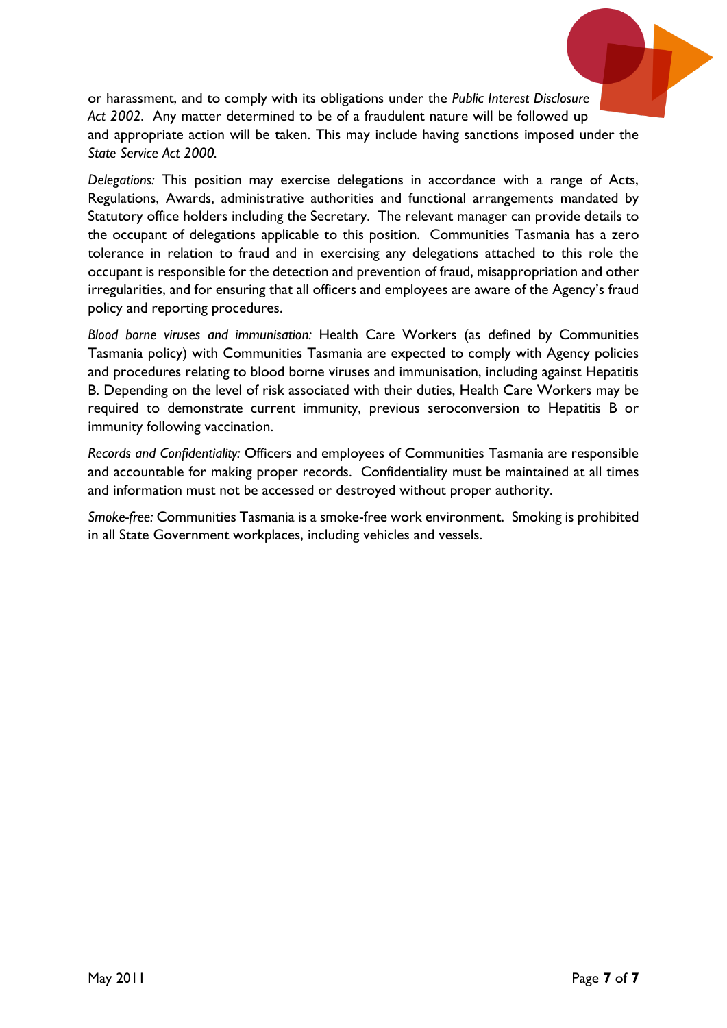or harassment, and to comply with its obligations under the *Public Interest Disclosure Act 2002*. Any matter determined to be of a fraudulent nature will be followed up and appropriate action will be taken. This may include having sanctions imposed under the *State Service Act 2000.*

*Delegations:* This position may exercise delegations in accordance with a range of Acts, Regulations, Awards, administrative authorities and functional arrangements mandated by Statutory office holders including the Secretary. The relevant manager can provide details to the occupant of delegations applicable to this position. Communities Tasmania has a zero tolerance in relation to fraud and in exercising any delegations attached to this role the occupant is responsible for the detection and prevention of fraud, misappropriation and other irregularities, and for ensuring that all officers and employees are aware of the Agency's fraud policy and reporting procedures.

*Blood borne viruses and immunisation:* Health Care Workers (as defined by Communities Tasmania policy) with Communities Tasmania are expected to comply with Agency policies and procedures relating to blood borne viruses and immunisation, including against Hepatitis B. Depending on the level of risk associated with their duties, Health Care Workers may be required to demonstrate current immunity, previous seroconversion to Hepatitis B or immunity following vaccination.

*Records and Confidentiality:* Officers and employees of Communities Tasmania are responsible and accountable for making proper records. Confidentiality must be maintained at all times and information must not be accessed or destroyed without proper authority.

*Smoke-free:* Communities Tasmania is a smoke-free work environment. Smoking is prohibited in all State Government workplaces, including vehicles and vessels.

May 2011